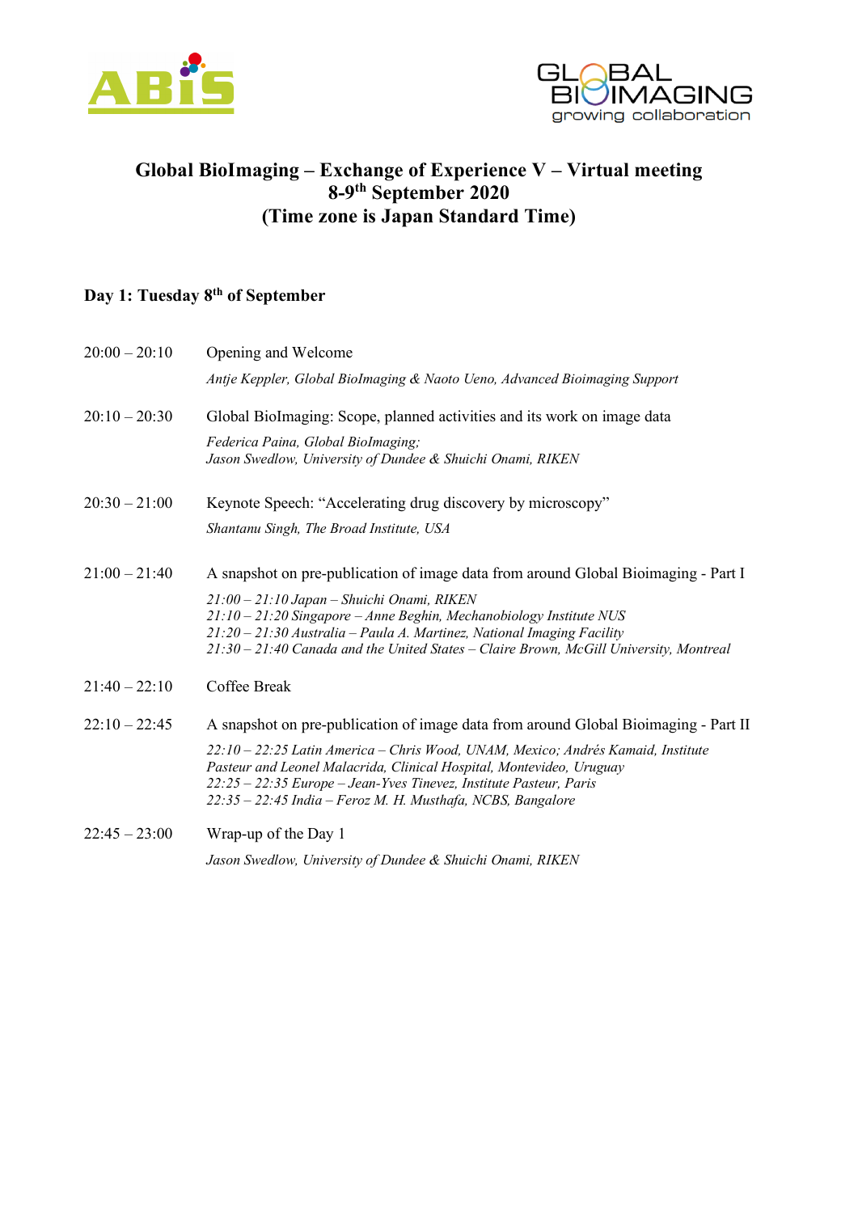# Global BioImaging – Exchange of Experience V – Virtual meeting
## 8-9th September 2020
## (Time zone is Japan Standard Time)

### Day 1: Tuesday 8th of September

| | |
|---|---|
| 20:00 – 20:10 | Opening and Welcome<br>*Antje Keppler, Global BioImaging & Naoto Ueno, Advanced Bioimaging Support* |
| 20:10 – 20:30 | Global BioImaging: Scope, planned activities and its work on image data<br>*Federica Paina, Global BioImaging;*<br>*Jason Swedlow, University of Dundee & Shuichi Onami, RIKEN* |
| 20:30 – 21:00 | Keynote Speech: "Accelerating drug discovery by microscopy"<br>*Shantanu Singh, The Broad Institute, USA* |
| 21:00 – 21:40 | A snapshot on pre-publication of image data from around Global Bioimaging - Part I<br>*21:00 – 21:10 Japan – Shuichi Onami, RIKEN*<br>*21:10 – 21:20 Singapore – Anne Beghin, Mechanobiology Institute NUS*<br>*21:20 – 21:30 Australia – Paula A. Martinez, National Imaging Facility*<br>*21:30 – 21:40 Canada and the United States – Claire Brown, McGill University, Montreal* |
| 21:40 – 22:10 | Coffee Break |
| 22:10 – 22:45 | A snapshot on pre-publication of image data from around Global Bioimaging - Part II<br>*22:10 – 22:25 Latin America – Chris Wood, UNAM, Mexico; Andrés Kamaid, Institute Pasteur and Leonel Malacrida, Clinical Hospital, Montevideo, Uruguay*<br>*22:25 – 22:35 Europe – Jean-Yves Tinevez, Institute Pasteur, Paris*<br>*22:35 – 22:45 India – Feroz M. H. Musthafa, NCBS, Bangalore* |
| 22:45 – 23:00 | Wrap-up of the Day 1<br>*Jason Swedlow, University of Dundee & Shuichi Onami, RIKEN* |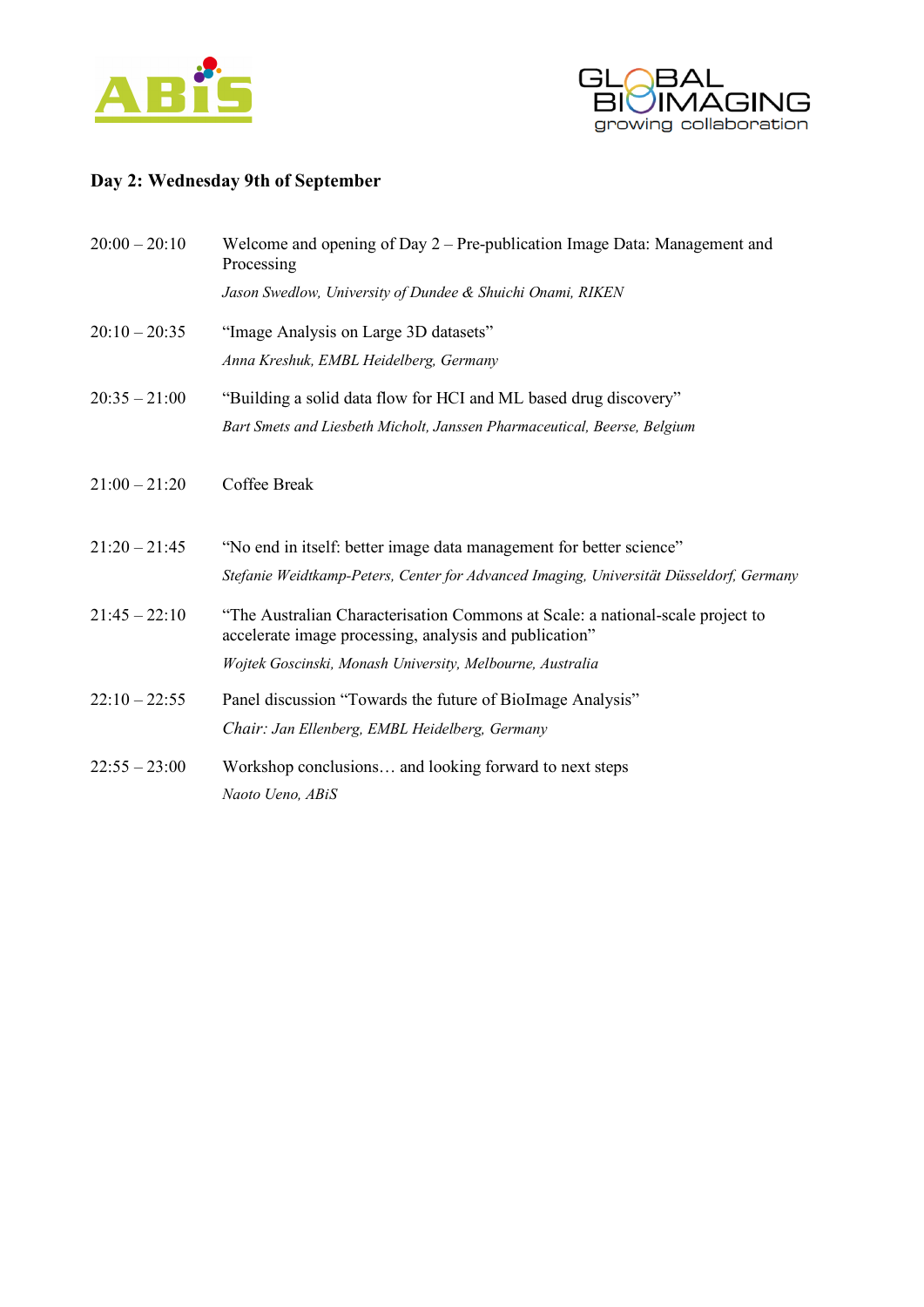## Day 2: Wednesday 9th of September

| | |
|---|---|
| 20:00 – 20:10 | Welcome and opening of Day 2 – Pre-publication Image Data: Management and Processing<br>*Jason Swedlow, University of Dundee & Shuichi Onami, RIKEN* |
| 20:10 – 20:35 | "Image Analysis on Large 3D datasets"<br>*Anna Kreshuk, EMBL Heidelberg, Germany* |
| 20:35 – 21:00 | "Building a solid data flow for HCI and ML based drug discovery"<br>*Bart Smets and Liesbeth Micholt, Janssen Pharmaceutical, Beerse, Belgium* |
| 21:00 – 21:20 | Coffee Break |
| 21:20 – 21:45 | "No end in itself: better image data management for better science"<br>*Stefanie Weidtkamp-Peters, Center for Advanced Imaging, Universität Düsseldorf, Germany* |
| 21:45 – 22:10 | "The Australian Characterisation Commons at Scale: a national-scale project to accelerate image processing, analysis and publication"<br>*Wojtek Goscinski, Monash University, Melbourne, Australia* |
| 22:10 – 22:55 | Panel discussion "Towards the future of BioImage Analysis"<br>*Chair: Jan Ellenberg, EMBL Heidelberg, Germany* |
| 22:55 – 23:00 | Workshop conclusions… and looking forward to next steps<br>*Naoto Ueno, ABiS* |